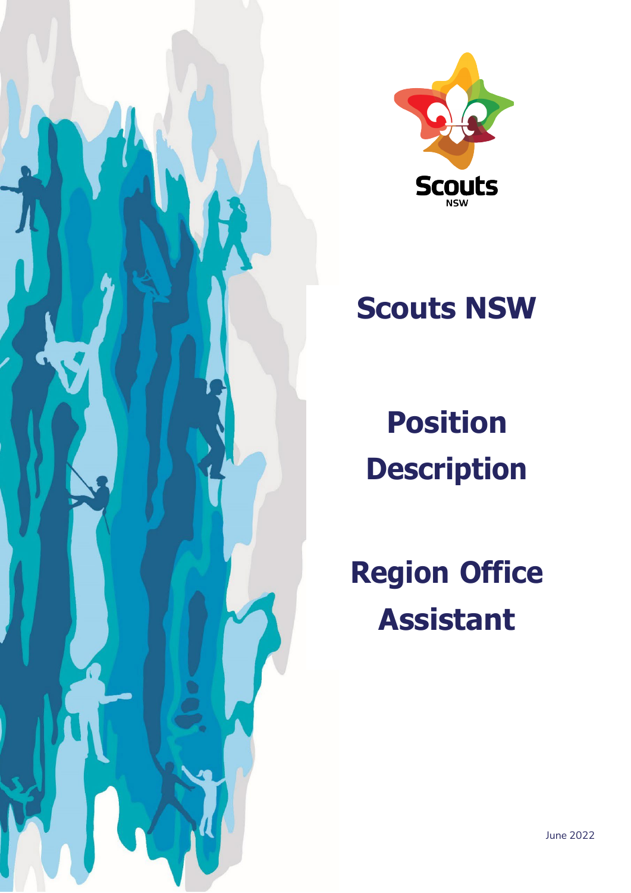Scouts NSW

# Scouts NSW

# Position Description

# Region Office Assistant

June 2022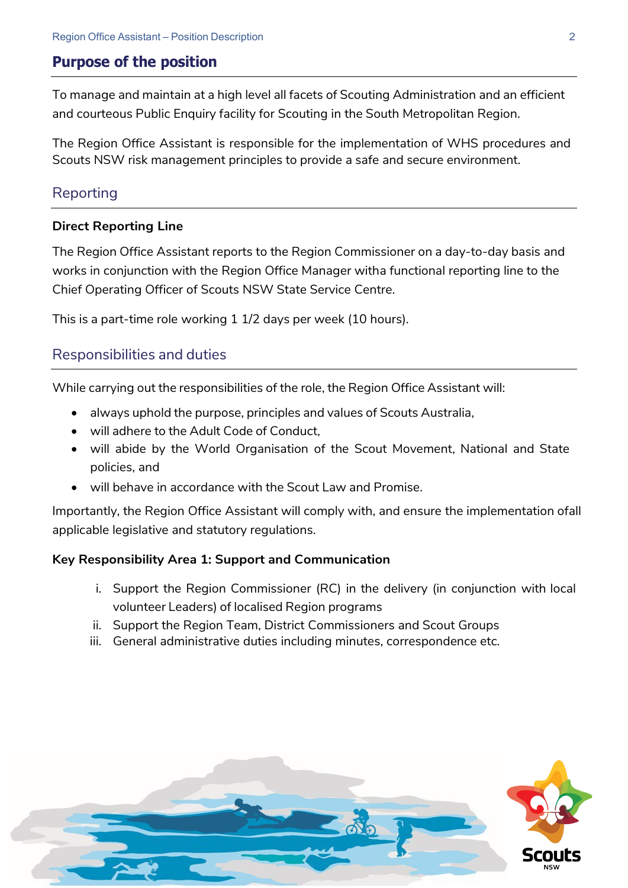## Purpose of the position

To manage and maintain at a high level all facets of Scouting Administration and an efficient and courteous Public Enquiry facility for Scouting in the South Metropolitan Region.

The Region Office Assistant is responsible for the implementation of WHS procedures and Scouts NSW risk management principles to provide a safe and secure environment.

## Reporting

**Direct Reporting Line**

The Region Office Assistant reports to the Region Commissioner on a day-to-day basis and works in conjunction with the Region Office Manager witha functional reporting line to the Chief Operating Officer of Scouts NSW State Service Centre.

This is a part-time role working 1 1/2 days per week (10 hours).

## Responsibilities and duties

While carrying out the responsibilities of the role, the Region Office Assistant will:

- always uphold the purpose, principles and values of Scouts Australia,
- will adhere to the Adult Code of Conduct,
- will abide by the World Organisation of the Scout Movement, National and State policies, and
- will behave in accordance with the Scout Law and Promise.

Importantly, the Region Office Assistant will comply with, and ensure the implementation ofall applicable legislative and statutory regulations.

**Key Responsibility Area 1: Support and Communication**

i. Support the Region Commissioner (RC) in the delivery (in conjunction with local volunteer Leaders) of localised Region programs
ii. Support the Region Team, District Commissioners and Scout Groups
iii. General administrative duties including minutes, correspondence etc.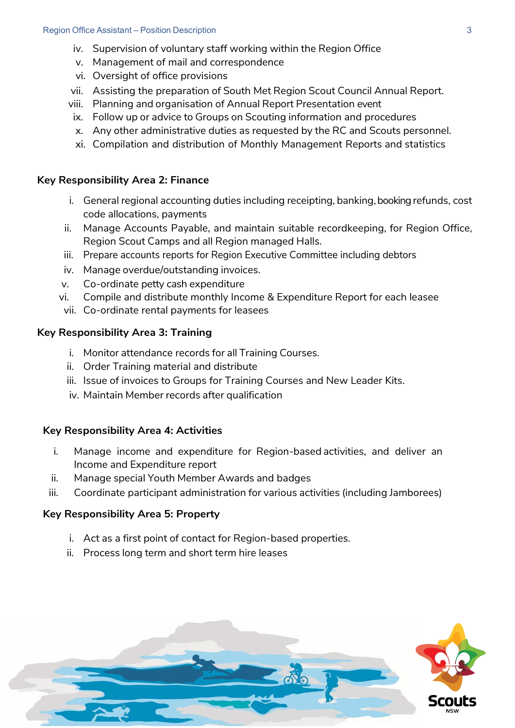iv. Supervision of voluntary staff working within the Region Office
v. Management of mail and correspondence
vi. Oversight of office provisions
vii. Assisting the preparation of South Met Region Scout Council Annual Report.
viii. Planning and organisation of Annual Report Presentation event
ix. Follow up or advice to Groups on Scouting information and procedures
x. Any other administrative duties as requested by the RC and Scouts personnel.
xi. Compilation and distribution of Monthly Management Reports and statistics

**Key Responsibility Area 2: Finance**

i. General regional accounting duties including receipting, banking, booking refunds, cost code allocations, payments
ii. Manage Accounts Payable, and maintain suitable recordkeeping, for Region Office, Region Scout Camps and all Region managed Halls.
iii. Prepare accounts reports for Region Executive Committee including debtors
iv. Manage overdue/outstanding invoices.
v. Co-ordinate petty cash expenditure
vi. Compile and distribute monthly Income & Expenditure Report for each leasee
vii. Co-ordinate rental payments for leasees

**Key Responsibility Area 3: Training**

i. Monitor attendance records for all Training Courses.
ii. Order Training material and distribute
iii. Issue of invoices to Groups for Training Courses and New Leader Kits.
iv. Maintain Member records after qualification

**Key Responsibility Area 4: Activities**

i. Manage income and expenditure for Region-based activities, and deliver an Income and Expenditure report
ii. Manage special Youth Member Awards and badges
iii. Coordinate participant administration for various activities (including Jamborees)

**Key Responsibility Area 5: Property**

i. Act as a first point of contact for Region-based properties.
ii. Process long term and short term hire leases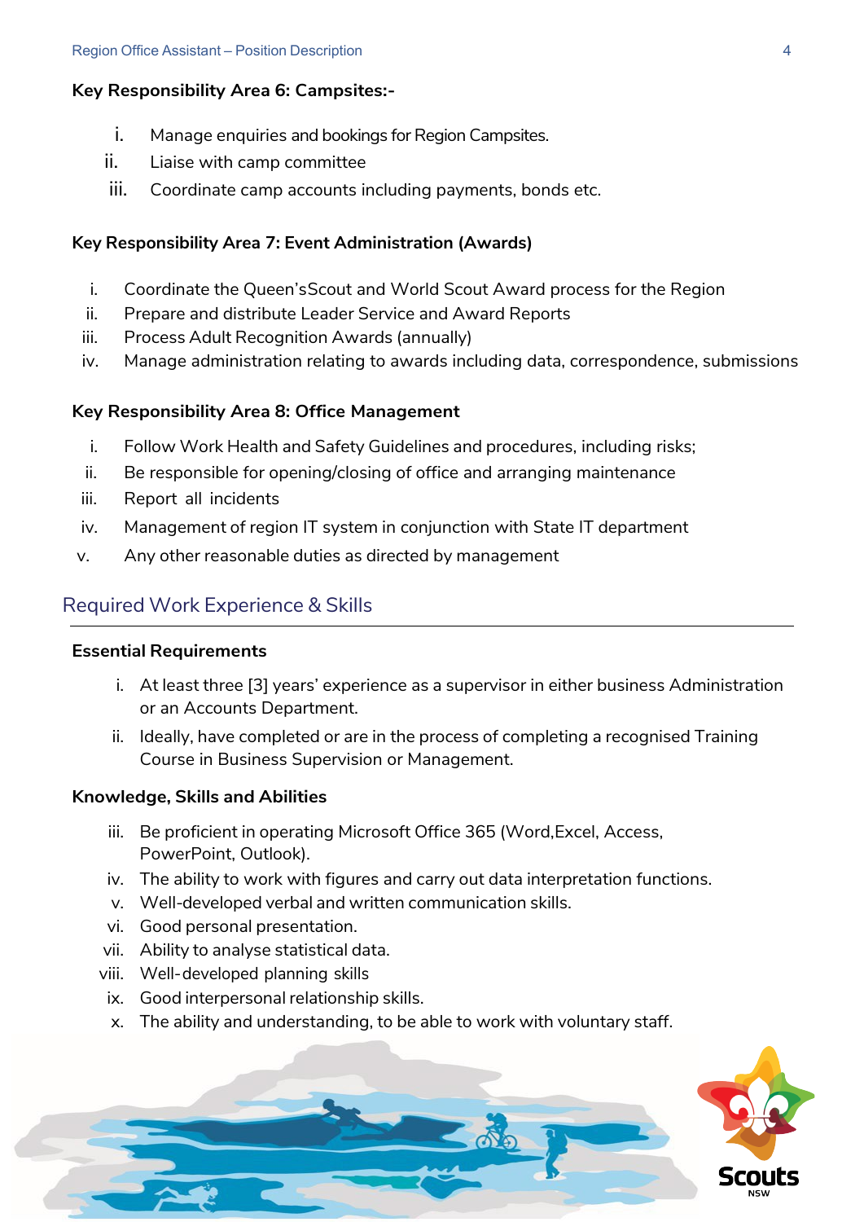**Key Responsibility Area 6: Campsites:-**

i. Manage enquiries and bookings for Region Campsites.
ii. Liaise with camp committee
iii. Coordinate camp accounts including payments, bonds etc.

**Key Responsibility Area 7: Event Administration (Awards)**

i. Coordinate the Queen'sScout and World Scout Award process for the Region
ii. Prepare and distribute Leader Service and Award Reports
iii. Process Adult Recognition Awards (annually)
iv. Manage administration relating to awards including data, correspondence, submissions

**Key Responsibility Area 8: Office Management**

i. Follow Work Health and Safety Guidelines and procedures, including risks;
ii. Be responsible for opening/closing of office and arranging maintenance
iii. Report all incidents
iv. Management of region IT system in conjunction with State IT department
v. Any other reasonable duties as directed by management

## Required Work Experience & Skills

**Essential Requirements**

i. At least three [3] years' experience as a supervisor in either business Administration or an Accounts Department.
ii. Ideally, have completed or are in the process of completing a recognised Training Course in Business Supervision or Management.

**Knowledge, Skills and Abilities**

iii. Be proficient in operating Microsoft Office 365 (Word,Excel, Access, PowerPoint, Outlook).
iv. The ability to work with figures and carry out data interpretation functions.
v. Well-developed verbal and written communication skills.
vi. Good personal presentation.
vii. Ability to analyse statistical data.
viii. Well-developed planning skills
ix. Good interpersonal relationship skills.
x. The ability and understanding, to be able to work with voluntary staff.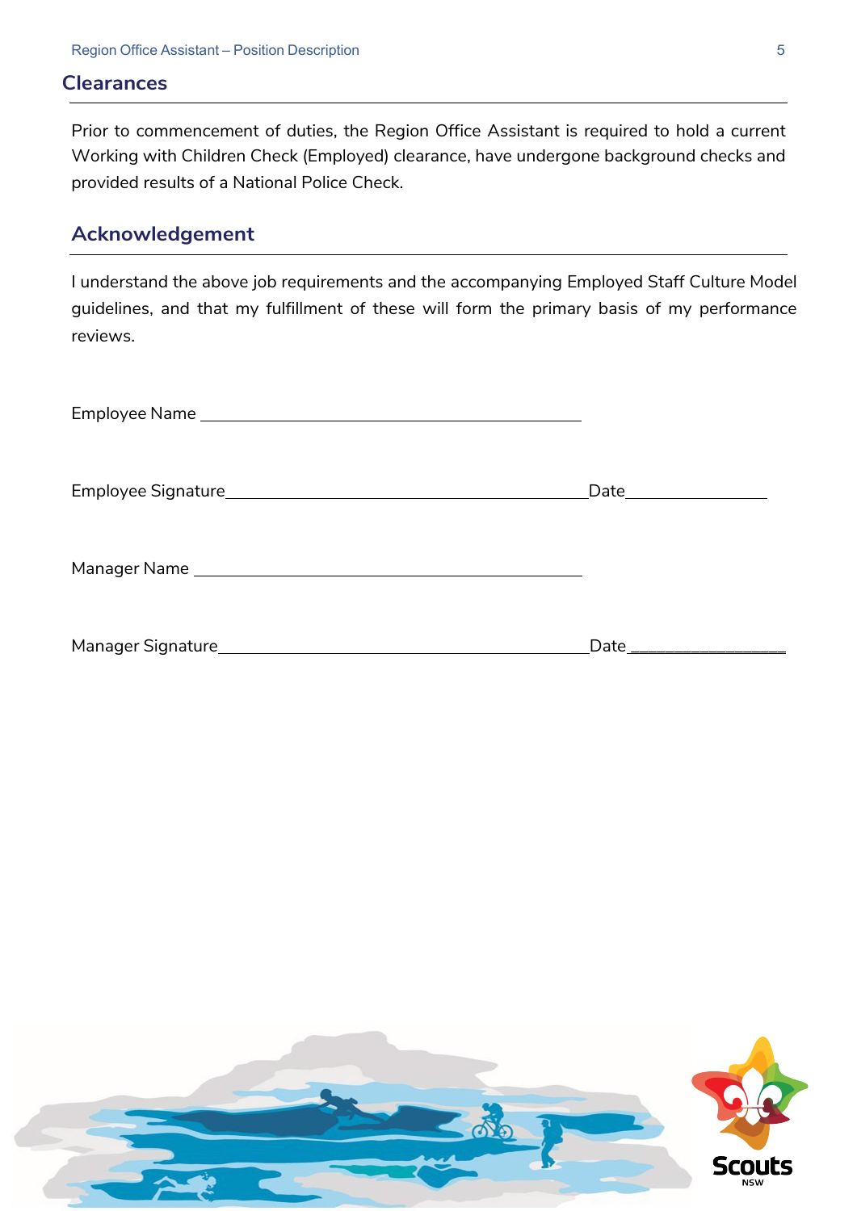## Clearances

Prior to commencement of duties, the Region Office Assistant is required to hold a current Working with Children Check (Employed) clearance, have undergone background checks and provided results of a National Police Check.

## Acknowledgement

I understand the above job requirements and the accompanying Employed Staff Culture Model guidelines, and that my fulfillment of these will form the primary basis of my performance reviews.

Employee Name ____________________________________________

Employee Signature__________________________________________Date________________

Manager Name ____________________________________________

Manager Signature___________________________________________Date________________